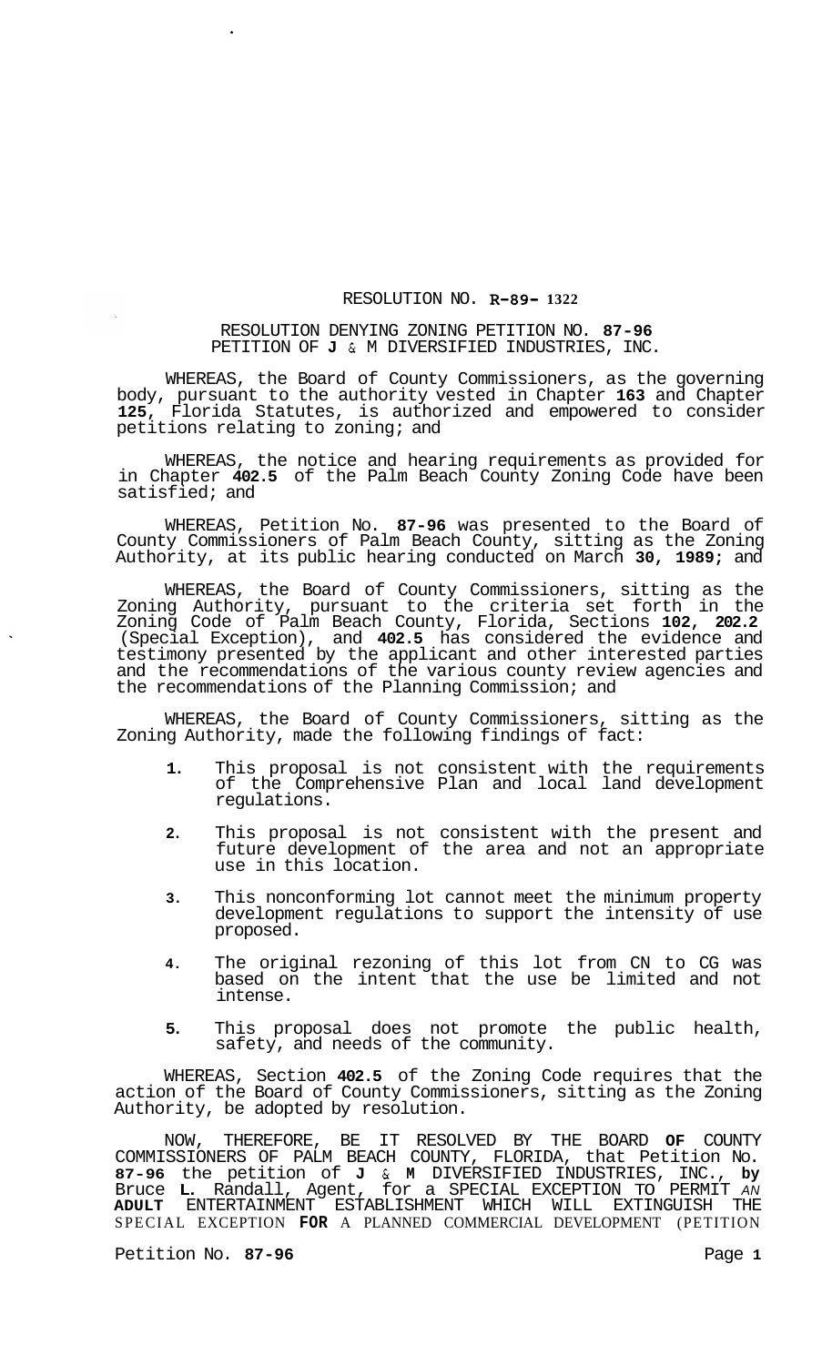RESOLUTION NO. R-89- 1322

RESOLUTION DENYING ZONING PETITION NO. 87-96
PETITION OF J & M DIVERSIFIED INDUSTRIES, INC.

WHEREAS, the Board of County Commissioners, as the governing body, pursuant to the authority vested in Chapter 163 and Chapter 125, Florida Statutes, is authorized and empowered to consider petitions relating to zoning; and

WHEREAS, the notice and hearing requirements as provided for in Chapter 402.5 of the Palm Beach County Zoning Code have been satisfied; and

WHEREAS, Petition No. 87-96 was presented to the Board of County Commissioners of Palm Beach County, sitting as the Zoning Authority, at its public hearing conducted on March 30, 1989; and

WHEREAS, the Board of County Commissioners, sitting as the Zoning Authority, pursuant to the criteria set forth in the Zoning Code of Palm Beach County, Florida, Sections 102, 202.2 (Special Exception), and 402.5 has considered the evidence and testimony presented by the applicant and other interested parties and the recommendations of the various county review agencies and the recommendations of the Planning Commission; and

WHEREAS, the Board of County Commissioners, sitting as the Zoning Authority, made the following findings of fact:

1. This proposal is not consistent with the requirements of the Comprehensive Plan and local land development regulations.

2. This proposal is not consistent with the present and future development of the area and not an appropriate use in this location.

3. This nonconforming lot cannot meet the minimum property development regulations to support the intensity of use proposed.

4. The original rezoning of this lot from CN to CG was based on the intent that the use be limited and not intense.

5. This proposal does not promote the public health, safety, and needs of the community.

WHEREAS, Section 402.5 of the Zoning Code requires that the action of the Board of County Commissioners, sitting as the Zoning Authority, be adopted by resolution.

NOW, THEREFORE, BE IT RESOLVED BY THE BOARD OF COUNTY COMMISSIONERS OF PALM BEACH COUNTY, FLORIDA, that Petition No. 87-96 the petition of J & M DIVERSIFIED INDUSTRIES, INC., by Bruce L. Randall, Agent, for a SPECIAL EXCEPTION TO PERMIT AN ADULT ENTERTAINMENT ESTABLISHMENT WHICH WILL EXTINGUISH THE SPECIAL EXCEPTION FOR A PLANNED COMMERCIAL DEVELOPMENT (PETITION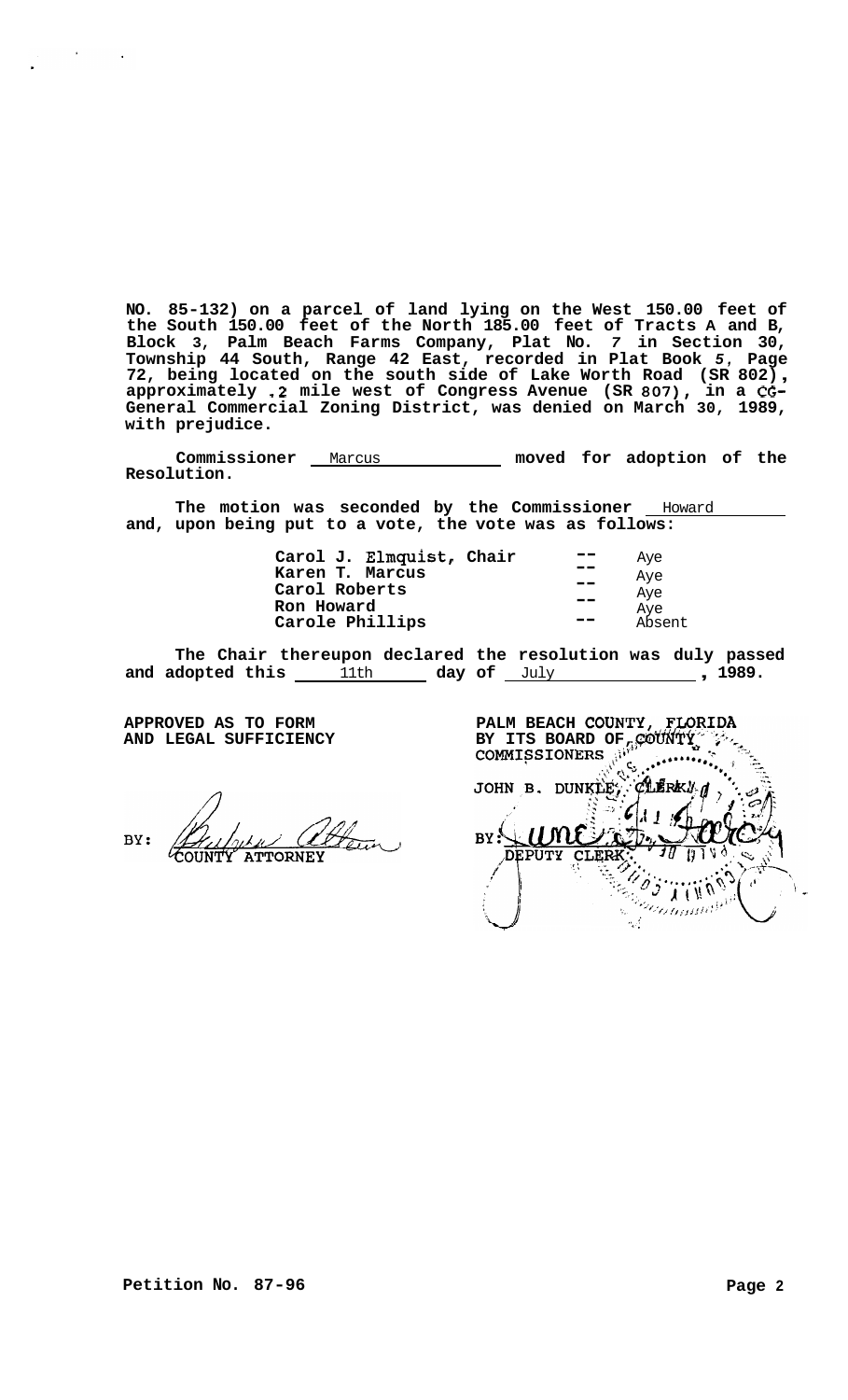**NO. 85-132) on a parcel of land lying on the West 150.00 feet of the South 150.00 feet of the North 185.00 feet of Tracts A and B, Block 3, Palm Beach Farms Company, Plat No. 7 in Section 30, Township 44 South, Range 42 East, recorded in Plat Book 5, Page 72, being located on the south side of Lake Worth Road (SR 802), approximately .2 mile west of Congress Avenue (SR 807), in a CG-General Commercial Zoning District, was denied on March 30, 1989, with prejudice.**

**Commissioner** Marcus **moved for adoption of the Resolution.**

**The motion was seconded by the Commissioner** Howard **and, upon being put to a vote, the vote was as follows:**

| | | |
|---|---|---|
| **Carol J. Elmquist, Chair** | -- | Aye |
| **Karen T. Marcus** | -- | Aye |
| **Carol Roberts** | -- | Aye |
| **Ron Howard** | -- | Aye |
| **Carole Phillips** | -- | Absent |

**The Chair thereupon declared the resolution was duly passed and adopted this** 11th **day of** July **, 1989.**

**APPROVED AS TO FORM AND LEGAL SUFFICIENCY**

BY: COUNTY ATTORNEY

**PALM BEACH COUNTY, FLORIDA BY ITS BOARD OF COUNTY COMMISSIONERS**

JOHN B. DUNKLE, CLERK

BY: DEPUTY CLERK

**Petition No. 87-96**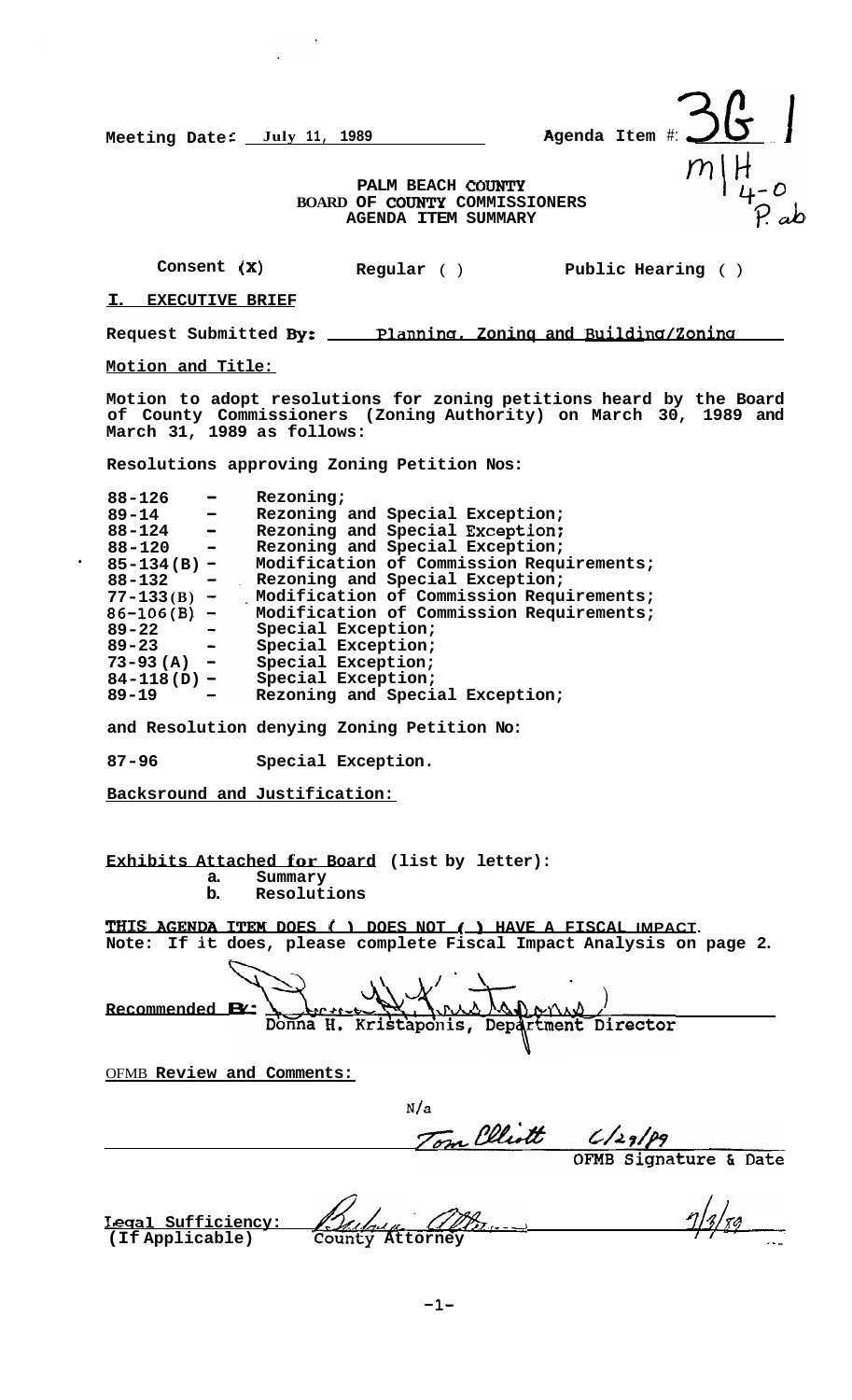Meeting Date: July 11, 1989

Agenda Item #: 3G 1

m|H
4-0
P. ab

**PALM BEACH COUNTY**
**BOARD OF COUNTY COMMISSIONERS**
**AGENDA ITEM SUMMARY**

Consent (X) Regular ( ) Public Hearing ( )

## I. EXECUTIVE BRIEF

Request Submitted By: Planning, Zoning and Building/Zoning

**Motion and Title:**

Motion to adopt resolutions for zoning petitions heard by the Board of County Commissioners (Zoning Authority) on March 30, 1989 and March 31, 1989 as follows:

Resolutions approving Zoning Petition Nos:

| | | |
|---|---|---|
| 88-126 | - | Rezoning; |
| 89-14 | - | Rezoning and Special Exception; |
| 88-124 | - | Rezoning and Special Exception; |
| 88-120 | - | Rezoning and Special Exception; |
| 85-134(B) | - | Modification of Commission Requirements; |
| 88-132 | - | Rezoning and Special Exception; |
| 77-133(B) | - | Modification of Commission Requirements; |
| 86-106(B) | - | Modification of Commission Requirements; |
| 89-22 | - | Special Exception; |
| 89-23 | - | Special Exception; |
| 73-93(A) | - | Special Exception; |
| 84-118(D) | - | Special Exception; |
| 89-19 | - | Rezoning and Special Exception; |

and Resolution denying Zoning Petition No:

87-96 Special Exception.

**Background and Justification:**

**Exhibits Attached for Board** (list by letter):

a. Summary
b. Resolutions

THIS AGENDA ITEM DOES ( ) DOES NOT ( ) HAVE A FISCAL IMPACT.
Note: If it does, please complete Fiscal Impact Analysis on page 2.

Recommended By: Donna H. Kristaponis, Department Director

OFMB Review and Comments:

N/a

Tom Elliott 6/29/89
OFMB Signature & Date

Legal Sufficiency: County Attorney 7/3/89
(If Applicable)